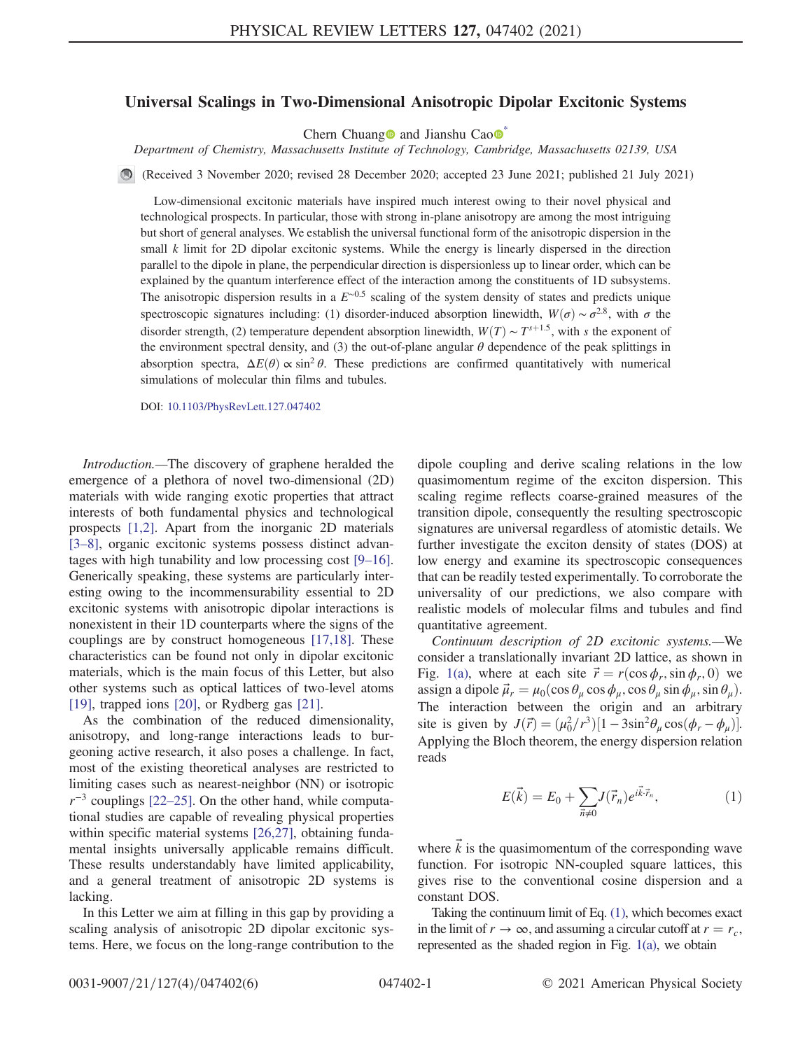# Universal Scalings in Two-Dimensional Anisotropic Dipolar Excitonic Systems

Chern Chuang and Jianshu Cao[*]

*Department of Chemistry, Massachusetts Institute of Technology, Cambridge, Massachusetts 02139, USA*

(Received 3 November 2020; revised 28 December 2020; accepted 23 June 2021; published 21 July 2021)

Low-dimensional excitonic materials have inspired much interest owing to their novel physical and technological prospects. In particular, those with strong in-plane anisotropy are among the most intriguing but short of general analyses. We establish the universal functional form of the anisotropic dispersion in the small $k$ limit for 2D dipolar excitonic systems. While the energy is linearly dispersed in the direction parallel to the dipole in plane, the perpendicular direction is dispersionless up to linear order, which can be explained by the quantum interference effect of the interaction among the constituents of 1D subsystems. The anisotropic dispersion results in a $E^{\sim 0.5}$ scaling of the system density of states and predicts unique spectroscopic signatures including: (1) disorder-induced absorption linewidth, $W(\sigma) \sim \sigma^{2.8}$, with $\sigma$ the disorder strength, (2) temperature dependent absorption linewidth, $W(T) \sim T^{s+1.5}$, with $s$ the exponent of the environment spectral density, and (3) the out-of-plane angular $\theta$ dependence of the peak splittings in absorption spectra, $\Delta E(\theta) \propto \sin^2 \theta$. These predictions are confirmed quantitatively with numerical simulations of molecular thin films and tubules.

DOI: 10.1103/PhysRevLett.127.047402

*Introduction.*—The discovery of graphene heralded the emergence of a plethora of novel two-dimensional (2D) materials with wide ranging exotic properties that attract interests of both fundamental physics and technological prospects [1,2]. Apart from the inorganic 2D materials [3–8], organic excitonic systems possess distinct advantages with high tunability and low processing cost [9–16]. Generically speaking, these systems are particularly interesting owing to the incommensurability essential to 2D excitonic systems with anisotropic dipolar interactions is nonexistent in their 1D counterparts where the signs of the couplings are by construct homogeneous [17,18]. These characteristics can be found not only in dipolar excitonic materials, which is the main focus of this Letter, but also other systems such as optical lattices of two-level atoms [19], trapped ions [20], or Rydberg gas [21].

As the combination of the reduced dimensionality, anisotropy, and long-range interactions leads to burgeoning active research, it also poses a challenge. In fact, most of the existing theoretical analyses are restricted to limiting cases such as nearest-neighbor (NN) or isotropic $r^{-3}$ couplings [22–25]. On the other hand, while computational studies are capable of revealing physical properties within specific material systems [26,27], obtaining fundamental insights universally applicable remains difficult. These results understandably have limited applicability, and a general treatment of anisotropic 2D systems is lacking.

In this Letter we aim at filling in this gap by providing a scaling analysis of anisotropic 2D dipolar excitonic systems. Here, we focus on the long-range contribution to the dipole coupling and derive scaling relations in the low quasimomentum regime of the exciton dispersion. This scaling regime reflects coarse-grained measures of the transition dipole, consequently the resulting spectroscopic signatures are universal regardless of atomistic details. We further investigate the exciton density of states (DOS) at low energy and examine its spectroscopic consequences that can be readily tested experimentally. To corroborate the universality of our predictions, we also compare with realistic models of molecular films and tubules and find quantitative agreement.

*Continuum description of 2D excitonic systems.*—We consider a translationally invariant 2D lattice, as shown in Fig. 1(a), where at each site $\vec{r} = r(\cos\phi_r, \sin\phi_r, 0)$ we assign a dipole $\vec{\mu}_r = \mu_0(\cos\theta_\mu \cos\phi_\mu, \cos\theta_\mu \sin\phi_\mu, \sin\theta_\mu)$. The interaction between the origin and an arbitrary site is given by $J(\vec{r}) = (\mu_0^2/r^3)[1 - 3\sin^2\theta_\mu \cos(\phi_r - \phi_\mu)]$. Applying the Bloch theorem, the energy dispersion relation reads

$$E(\vec{k}) = E_0 + \sum_{\vec{n}\neq 0} J(\vec{r}_n) e^{i\vec{k}\cdot\vec{r}_n}, \tag{1}$$

where $\vec{k}$ is the quasimomentum of the corresponding wave function. For isotropic NN-coupled square lattices, this gives rise to the conventional cosine dispersion and a constant DOS.

Taking the continuum limit of Eq. (1), which becomes exact in the limit of $r \to \infty$, and assuming a circular cutoff at $r = r_c$, represented as the shaded region in Fig. 1(a), we obtain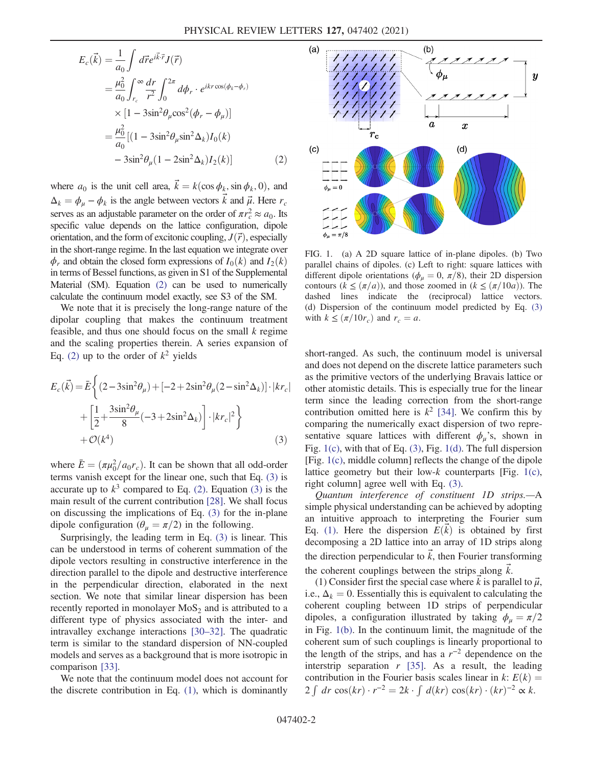$$
\begin{aligned}
E_c(\vec{k}) &= \frac{1}{a_0}\int d\vec{r} e^{i\vec{k}\cdot\vec{r}} J(\vec{r}) \\
&= \frac{\mu_0^2}{a_0}\int_{r_c}^{\infty}\frac{dr}{r^2}\int_0^{2\pi} d\phi_r \cdot e^{ikr\cos(\phi_k-\phi_r)} \\
&\quad \times [1 - 3\sin^2\theta_\mu \cos^2(\phi_r - \phi_\mu)] \\
&= \frac{\mu_0^2}{a_0}[(1 - 3\sin^2\theta_\mu \sin^2\Delta_k) I_0(k) \\
&\quad - 3\sin^2\theta_\mu (1 - 2\sin^2\Delta_k) I_2(k)] \qquad (2)
\end{aligned}
$$

where $a_0$ is the unit cell area, $\vec{k} = k(\cos\phi_k, \sin\phi_k, 0)$, and $\Delta_k = \phi_\mu - \phi_k$ is the angle between vectors $\vec{k}$ and $\vec{\mu}$. Here $r_c$ serves as an adjustable parameter on the order of $\pi r_c^2 \approx a_0$. Its specific value depends on the lattice configuration, dipole orientation, and the form of excitonic coupling, $J(\vec{r})$, especially in the short-range regime. In the last equation we integrate over $\phi_r$ and obtain the closed form expressions of $I_0(k)$ and $I_2(k)$ in terms of Bessel functions, as given in S1 of the Supplemental Material (SM). Equation (2) can be used to numerically calculate the continuum model exactly, see S3 of the SM.

We note that it is precisely the long-range nature of the dipolar coupling that makes the continuum treatment feasible, and thus one should focus on the small $k$ regime and the scaling properties therein. A series expansion of Eq. (2) up to the order of $k^2$ yields

$$
\begin{aligned}
E_c(\vec{k}) = \bar{E}\Big\{&(2 - 3\sin^2\theta_\mu) + [-2 + 2\sin^2\theta_\mu(2 - \sin^2\Delta_k)]\cdot|kr_c| \\
&+ \left[\frac{1}{2} + \frac{3\sin^2\theta_\mu}{8}(-3 + 2\sin^2\Delta_k)\right]\cdot|kr_c|^2\Big\} \\
&+ \mathcal{O}(k^4) \qquad (3)
\end{aligned}
$$

where $\bar{E} = (\pi\mu_0^2/a_0 r_c)$. It can be shown that all odd-order terms vanish except for the linear one, such that Eq. (3) is accurate up to $k^3$ compared to Eq. (2). Equation (3) is the main result of the current contribution [28]. We shall focus on discussing the implications of Eq. (3) for the in-plane dipole configuration ($\theta_\mu = \pi/2$) in the following.

Surprisingly, the leading term in Eq. (3) is linear. This can be understood in terms of coherent summation of the dipole vectors resulting in constructive interference in the direction parallel to the dipole and destructive interference in the perpendicular direction, elaborated in the next section. We note that similar linear dispersion has been recently reported in monolayer $MoS_2$ and is attributed to a different type of physics associated with the inter- and intravalley exchange interactions [30–32]. The quadratic term is similar to the standard dispersion of NN-coupled models and serves as a background that is more isotropic in comparison [33].

We note that the continuum model does not account for the discrete contribution in Eq. (1), which is dominantly short-ranged. As such, the continuum model is universal and does not depend on the discrete lattice parameters such as the primitive vectors of the underlying Bravais lattice or other atomistic details. This is especially true for the linear term since the leading correction from the short-range contribution omitted here is $k^2$ [34]. We confirm this by comparing the numerically exact dispersion of two representative square lattices with different $\phi_\mu$'s, shown in Fig. 1(c), with that of Eq. (3), Fig. 1(d). The full dispersion [Fig. 1(c), middle column] reflects the change of the dipole lattice geometry but their low-$k$ counterparts [Fig. 1(c), right column] agree well with Eq. (3).

FIG. 1. (a) A 2D square lattice of in-plane dipoles. (b) Two parallel chains of dipoles. (c) Left to right: square lattices with different dipole orientations ($\phi_\mu = 0$, $\pi/8$), their 2D dispersion contours ($k \le (\pi/a)$), and those zoomed in ($k \le (\pi/10a)$). The dashed lines indicate the (reciprocal) lattice vectors. (d) Dispersion of the continuum model predicted by Eq. (3) with $k \le (\pi/10r_c)$ and $r_c = a$.

*Quantum interference of constituent 1D strips.*—A simple physical understanding can be achieved by adopting an intuitive approach to interpreting the Fourier sum Eq. (1). Here the dispersion $E(\vec{k})$ is obtained by first decomposing a 2D lattice into an array of 1D strips along the direction perpendicular to $\vec{k}$, then Fourier transforming the coherent couplings between the strips along $\vec{k}$.

(1) Consider first the special case where $\vec{k}$ is parallel to $\vec{\mu}$, i.e., $\Delta_k = 0$. Essentially this is equivalent to calculating the coherent coupling between 1D strips of perpendicular dipoles, a configuration illustrated by taking $\phi_\mu = \pi/2$ in Fig. 1(b). In the continuum limit, the magnitude of the coherent sum of such couplings is linearly proportional to the length of the strips, and has a $r^{-2}$ dependence on the interstrip separation $r$ [35]. As a result, the leading contribution in the Fourier basis scales linear in $k$: $E(k) = 2\int dr\cos(kr)\cdot r^{-2} = 2k\cdot\int d(kr)\cos(kr)\cdot(kr)^{-2} \propto k$.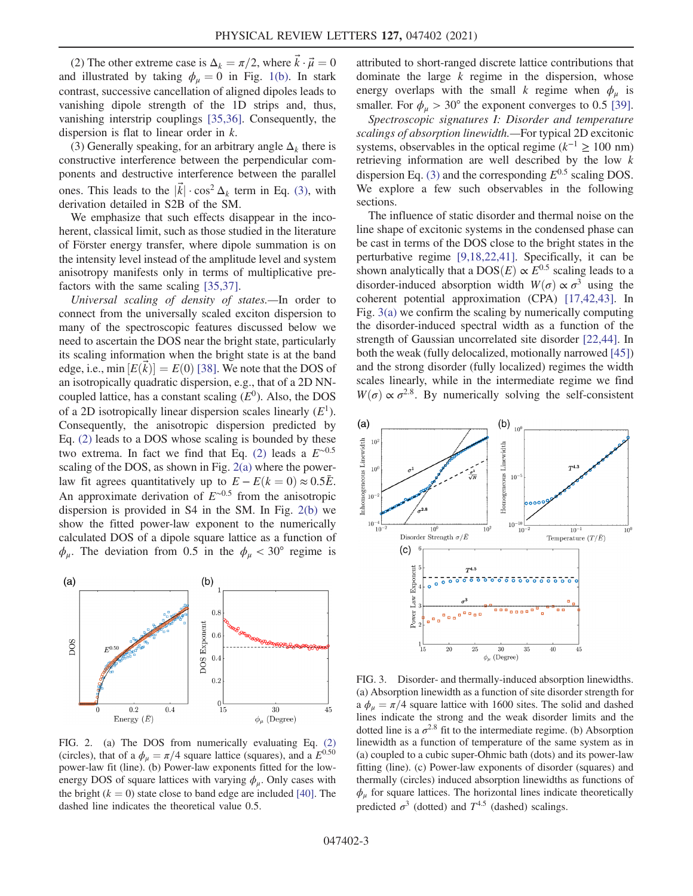(2) The other extreme case is $\Delta_k = \pi/2$, where $\vec{k} \cdot \vec{\mu} = 0$ and illustrated by taking $\phi_\mu = 0$ in Fig. 1(b). In stark contrast, successive cancellation of aligned dipoles leads to vanishing dipole strength of the 1D strips and, thus, vanishing interstrip couplings [35,36]. Consequently, the dispersion is flat to linear order in $k$.

(3) Generally speaking, for an arbitrary angle $\Delta_k$ there is constructive interference between the perpendicular components and destructive interference between the parallel ones. This leads to the $|\vec{k}| \cdot \cos^2 \Delta_k$ term in Eq. (3), with derivation detailed in S2B of the SM.

We emphasize that such effects disappear in the incoherent, classical limit, such as those studied in the literature of Förster energy transfer, where dipole summation is on the intensity level instead of the amplitude level and system anisotropy manifests only in terms of multiplicative prefactors with the same scaling [35,37].

*Universal scaling of density of states.*—In order to connect from the universally scaled exciton dispersion to many of the spectroscopic features discussed below we need to ascertain the DOS near the bright state, particularly its scaling information when the bright state is at the band edge, i.e., $\min[E(\vec{k})] = E(0)$ [38]. We note that the DOS of an isotropically quadratic dispersion, e.g., that of a 2D NN-coupled lattice, has a constant scaling ($E^0$). Also, the DOS of a 2D isotropically linear dispersion scales linearly ($E^1$). Consequently, the anisotropic dispersion predicted by Eq. (2) leads to a DOS whose scaling is bounded by these two extrema. In fact we find that Eq. (2) leads a $E^{\sim 0.5}$ scaling of the DOS, as shown in Fig. 2(a) where the power-law fit agrees quantitatively up to $E - E(k = 0) \approx 0.5\bar{E}$. An approximate derivation of $E^{\sim 0.5}$ from the anisotropic dispersion is provided in S4 in the SM. In Fig. 2(b) we show the fitted power-law exponent to the numerically calculated DOS of a dipole square lattice as a function of $\phi_\mu$. The deviation from 0.5 in the $\phi_\mu < 30°$ regime is attributed to short-ranged discrete lattice contributions that dominate the large $k$ regime in the dispersion, whose energy overlaps with the small $k$ regime when $\phi_\mu$ is smaller. For $\phi_\mu > 30°$ the exponent converges to 0.5 [39].

FIG. 2. (a) The DOS from numerically evaluating Eq. (2) (circles), that of a $\phi_\mu = \pi/4$ square lattice (squares), and a $E^{0.50}$ power-law fit (line). (b) Power-law exponents fitted for the low-energy DOS of square lattices with varying $\phi_\mu$. Only cases with the bright ($k = 0$) state close to band edge are included [40]. The dashed line indicates the theoretical value 0.5.

*Spectroscopic signatures I: Disorder and temperature scalings of absorption linewidth.*—For typical 2D excitonic systems, observables in the optical regime ($k^{-1} \geq 100$ nm) retrieving information are well described by the low $k$ dispersion Eq. (3) and the corresponding $E^{0.5}$ scaling DOS. We explore a few such observables in the following sections.

The influence of static disorder and thermal noise on the line shape of excitonic systems in the condensed phase can be cast in terms of the DOS close to the bright states in the perturbative regime [9,18,22,41]. Specifically, it can be shown analytically that a $\mathrm{DOS}(E) \propto E^{0.5}$ scaling leads to a disorder-induced absorption width $W(\sigma) \propto \sigma^3$ using the coherent potential approximation (CPA) [17,42,43]. In Fig. 3(a) we confirm the scaling by numerically computing the disorder-induced spectral width as a function of the strength of Gaussian uncorrelated site disorder [22,44]. In both the weak (fully delocalized, motionally narrowed [45]) and the strong disorder (fully localized) regimes the width scales linearly, while in the intermediate regime we find $W(\sigma) \propto \sigma^{2.8}$. By numerically solving the self-consistent

FIG. 3. Disorder- and thermally-induced absorption linewidths. (a) Absorption linewidth as a function of site disorder strength for a $\phi_\mu = \pi/4$ square lattice with 1600 sites. The solid and dashed lines indicate the strong and the weak disorder limits and the dotted line is a $\sigma^{2.8}$ fit to the intermediate regime. (b) Absorption linewidth as a function of temperature of the same system as in (a) coupled to a cubic super-Ohmic bath (dots) and its power-law fitting (line). (c) Power-law exponents of disorder (squares) and thermally (circles) induced absorption linewidths as functions of $\phi_\mu$ for square lattices. The horizontal lines indicate theoretically predicted $\sigma^3$ (dotted) and $T^{4.5}$ (dashed) scalings.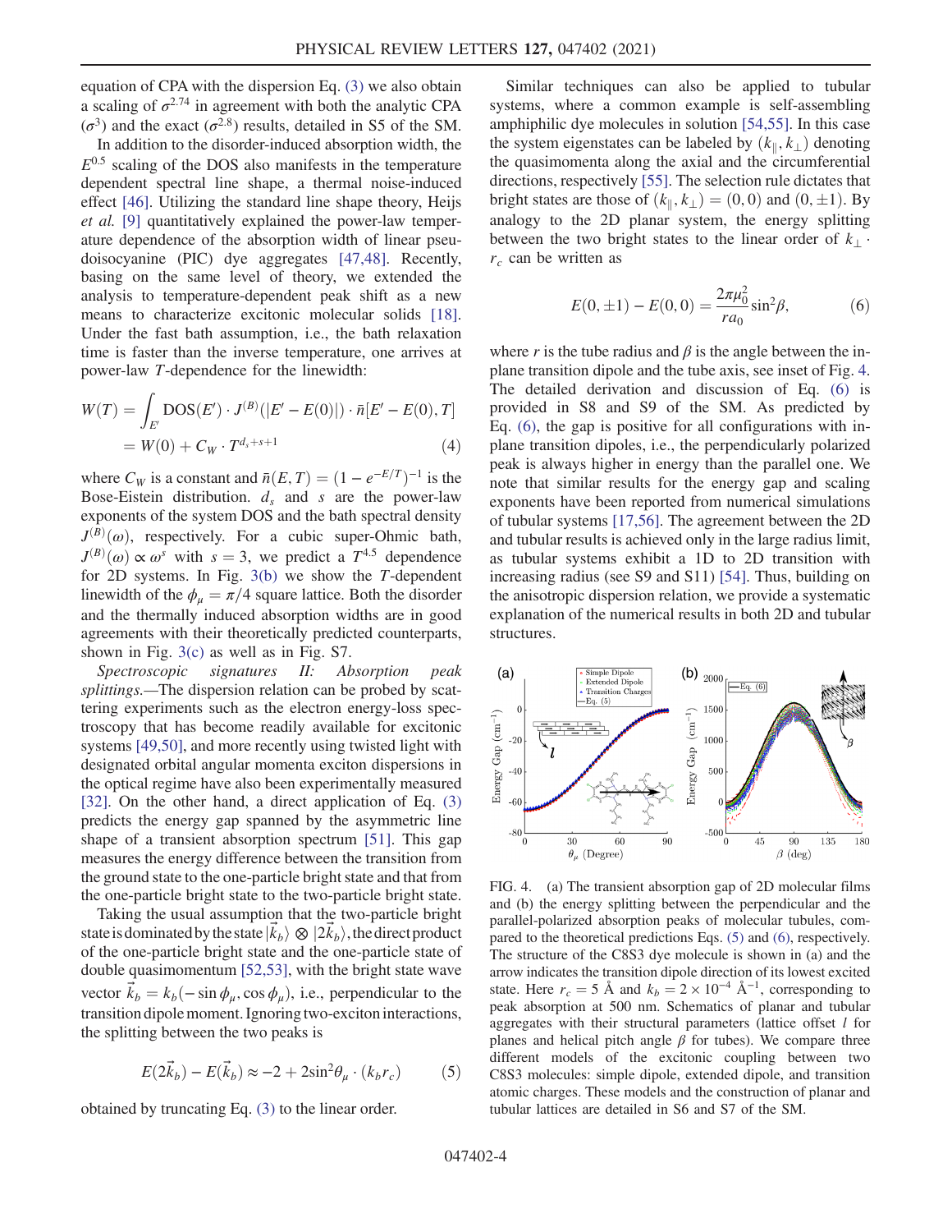equation of CPA with the dispersion Eq. (3) we also obtain a scaling of $\sigma^{2.74}$ in agreement with both the analytic CPA ($\sigma^3$) and the exact ($\sigma^{2.8}$) results, detailed in S5 of the SM.

In addition to the disorder-induced absorption width, the $E^{0.5}$ scaling of the DOS also manifests in the temperature dependent spectral line shape, a thermal noise-induced effect [46]. Utilizing the standard line shape theory, Heijs *et al.* [9] quantitatively explained the power-law temperature dependence of the absorption width of linear pseudoisocyanine (PIC) dye aggregates [47,48]. Recently, basing on the same level of theory, we extended the analysis to temperature-dependent peak shift as a new means to characterize excitonic molecular solids [18]. Under the fast bath assumption, i.e., the bath relaxation time is faster than the inverse temperature, one arrives at power-law $T$-dependence for the linewidth:

$$W(T) = \int_{E'} \mathrm{DOS}(E') \cdot J^{(B)}(|E' - E(0)|) \cdot \bar{n}[E' - E(0), T] = W(0) + C_W \cdot T^{d_s + s + 1} \tag{4}$$

where $C_W$ is a constant and $\bar{n}(E,T) = (1 - e^{-E/T})^{-1}$ is the Bose-Eistein distribution. $d_s$ and $s$ are the power-law exponents of the system DOS and the bath spectral density $J^{(B)}(\omega)$, respectively. For a cubic super-Ohmic bath, $J^{(B)}(\omega) \propto \omega^s$ with $s = 3$, we predict a $T^{4.5}$ dependence for 2D systems. In Fig. 3(b) we show the $T$-dependent linewidth of the $\phi_\mu = \pi/4$ square lattice. Both the disorder and the thermally induced absorption widths are in good agreements with their theoretically predicted counterparts, shown in Fig. 3(c) as well as in Fig. S7.

*Spectroscopic signatures II: Absorption peak splittings.*—The dispersion relation can be probed by scattering experiments such as the electron energy-loss spectroscopy that has become readily available for excitonic systems [49,50], and more recently using twisted light with designated orbital angular momenta exciton dispersions in the optical regime have also been experimentally measured [32]. On the other hand, a direct application of Eq. (3) predicts the energy gap spanned by the asymmetric line shape of a transient absorption spectrum [51]. This gap measures the energy difference between the transition from the ground state to the one-particle bright state and that from the one-particle bright state to the two-particle bright state.

Taking the usual assumption that the two-particle bright state is dominated by the state $|\vec{k}_b\rangle \otimes |2\vec{k}_b\rangle$, the direct product of the one-particle bright state and the one-particle state of double quasimomentum [52,53], with the bright state wave vector $\vec{k}_b = k_b(-\sin\phi_\mu, \cos\phi_\mu)$, i.e., perpendicular to the transition dipole moment. Ignoring two-exciton interactions, the splitting between the two peaks is

$$E(2\vec{k}_b) - E(\vec{k}_b) \approx -2 + 2\sin^2\theta_\mu \cdot (k_b r_c) \tag{5}$$

obtained by truncating Eq. (3) to the linear order.

Similar techniques can also be applied to tubular systems, where a common example is self-assembling amphiphilic dye molecules in solution [54,55]. In this case the system eigenstates can be labeled by $(k_\parallel, k_\perp)$ denoting the quasimomenta along the axial and the circumferential directions, respectively [55]. The selection rule dictates that bright states are those of $(k_\parallel, k_\perp) = (0,0)$ and $(0, \pm 1)$. By analogy to the 2D planar system, the energy splitting between the two bright states to the linear order of $k_\perp \cdot r_c$ can be written as

$$E(0, \pm 1) - E(0,0) = \frac{2\pi\mu_0^2}{r a_0}\sin^2\beta, \tag{6}$$

where $r$ is the tube radius and $\beta$ is the angle between the in-plane transition dipole and the tube axis, see inset of Fig. 4. The detailed derivation and discussion of Eq. (6) is provided in S8 and S9 of the SM. As predicted by Eq. (6), the gap is positive for all configurations with in-plane transition dipoles, i.e., the perpendicularly polarized peak is always higher in energy than the parallel one. We note that similar results for the energy gap and scaling exponents have been reported from numerical simulations of tubular systems [17,56]. The agreement between the 2D and tubular results is achieved only in the large radius limit, as tubular systems exhibit a 1D to 2D transition with increasing radius (see S9 and S11) [54]. Thus, building on the anisotropic dispersion relation, we provide a systematic explanation of the numerical results in both 2D and tubular structures.

FIG. 4. (a) The transient absorption gap of 2D molecular films and (b) the energy splitting between the perpendicular and the parallel-polarized absorption peaks of molecular tubules, compared to the theoretical predictions Eqs. (5) and (6), respectively. The structure of the C8S3 dye molecule is shown in (a) and the arrow indicates the transition dipole direction of its lowest excited state. Here $r_c = 5$ Å and $k_b = 2 \times 10^{-4}$ Å$^{-1}$, corresponding to peak absorption at 500 nm. Schematics of planar and tubular aggregates with their structural parameters (lattice offset $l$ for planes and helical pitch angle $\beta$ for tubes). We compare three different models of the excitonic coupling between two C8S3 molecules: simple dipole, extended dipole, and transition atomic charges. These models and the construction of planar and tubular lattices are detailed in S6 and S7 of the SM.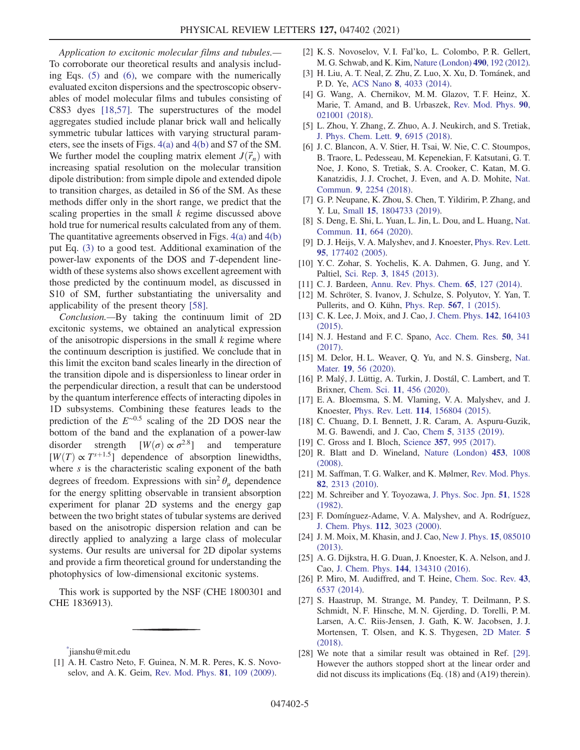*Application to excitonic molecular films and tubules.*— To corroborate our theoretical results and analysis including Eqs. (5) and (6), we compare with the numerically evaluated exciton dispersions and the spectroscopic observables of model molecular films and tubules consisting of C8S3 dyes [18,57]. The superstructures of the model aggregates studied include planar brick wall and helically symmetric tubular lattices with varying structural parameters, see the insets of Figs. 4(a) and 4(b) and S7 of the SM. We further model the coupling matrix element $J(\vec{r}_n)$ with increasing spatial resolution on the molecular transition dipole distribution: from simple dipole and extended dipole to transition charges, as detailed in S6 of the SM. As these methods differ only in the short range, we predict that the scaling properties in the small $k$ regime discussed above hold true for numerical results calculated from any of them. The quantitative agreements observed in Figs. 4(a) and 4(b) put Eq. (3) to a good test. Additional examination of the power-law exponents of the DOS and $T$-dependent linewidth of these systems also shows excellent agreement with those predicted by the continuum model, as discussed in S10 of SM, further substantiating the universality and applicability of the present theory [58].

*Conclusion.*—By taking the continuum limit of 2D excitonic systems, we obtained an analytical expression of the anisotropic dispersions in the small $k$ regime where the continuum description is justified. We conclude that in this limit the exciton band scales linearly in the direction of the transition dipole and is dispersionless to linear order in the perpendicular direction, a result that can be understood by the quantum interference effects of interacting dipoles in 1D subsystems. Combining these features leads to the prediction of the $E^{\sim 0.5}$ scaling of the 2D DOS near the bottom of the band and the explanation of a power-law disorder strength $[W(\sigma) \propto \sigma^{2.8}]$ and temperature $[W(T) \propto T^{s+1.5}]$ dependence of absorption linewidths, where $s$ is the characteristic scaling exponent of the bath degrees of freedom. Expressions with $\sin^2 \theta_\mu$ dependence for the energy splitting observable in transient absorption experiment for planar 2D systems and the energy gap between the two bright states of tubular systems are derived based on the anisotropic dispersion relation and can be directly applied to analyzing a large class of molecular systems. Our results are universal for 2D dipolar systems and provide a firm theoretical ground for understanding the photophysics of low-dimensional excitonic systems.

This work is supported by the NSF (CHE 1800301 and CHE 1836913).

---

[*] jianshu@mit.edu

[1] A. H. Castro Neto, F. Guinea, N. M. R. Peres, K. S. Novoselov, and A. K. Geim, Rev. Mod. Phys. **81**, 109 (2009).

[2] K. S. Novoselov, V. I. Fal'ko, L. Colombo, P. R. Gellert, M. G. Schwab, and K. Kim, Nature (London) **490**, 192 (2012).

[3] H. Liu, A. T. Neal, Z. Zhu, Z. Luo, X. Xu, D. Tománek, and P. D. Ye, ACS Nano **8**, 4033 (2014).

[4] G. Wang, A. Chernikov, M. M. Glazov, T. F. Heinz, X. Marie, T. Amand, and B. Urbaszek, Rev. Mod. Phys. **90**, 021001 (2018).

[5] L. Zhou, Y. Zhang, Z. Zhuo, A. J. Neukirch, and S. Tretiak, J. Phys. Chem. Lett. **9**, 6915 (2018).

[6] J. C. Blancon, A. V. Stier, H. Tsai, W. Nie, C. C. Stoumpos, B. Traore, L. Pedesseau, M. Kepenekian, F. Katsutani, G. T. Noe, J. Kono, S. Tretiak, S. A. Crooker, C. Katan, M. G. Kanatzidis, J. J. Crochet, J. Even, and A. D. Mohite, Nat. Commun. **9**, 2254 (2018).

[7] G. P. Neupane, K. Zhou, S. Chen, T. Yildirim, P. Zhang, and Y. Lu, Small **15**, 1804733 (2019).

[8] S. Deng, E. Shi, L. Yuan, L. Jin, L. Dou, and L. Huang, Nat. Commun. **11**, 664 (2020).

[9] D. J. Heijs, V. A. Malyshev, and J. Knoester, Phys. Rev. Lett. **95**, 177402 (2005).

[10] Y. C. Zohar, S. Yochelis, K. A. Dahmen, G. Jung, and Y. Paltiel, Sci. Rep. **3**, 1845 (2013).

[11] C. J. Bardeen, Annu. Rev. Phys. Chem. **65**, 127 (2014).

[12] M. Schröter, S. Ivanov, J. Schulze, S. Polyutov, Y. Yan, T. Pullerits, and O. Kühn, Phys. Rep. **567**, 1 (2015).

[13] C. K. Lee, J. Moix, and J. Cao, J. Chem. Phys. **142**, 164103 (2015).

[14] N. J. Hestand and F. C. Spano, Acc. Chem. Res. **50**, 341 (2017).

[15] M. Delor, H. L. Weaver, Q. Yu, and N. S. Ginsberg, Nat. Mater. **19**, 56 (2020).

[16] P. Malý, J. Lüttig, A. Turkin, J. Dostál, C. Lambert, and T. Brixner, Chem. Sci. **11**, 456 (2020).

[17] E. A. Bloemsma, S. M. Vlaming, V. A. Malyshev, and J. Knoester, Phys. Rev. Lett. **114**, 156804 (2015).

[18] C. Chuang, D. I. Bennett, J. R. Caram, A. Aspuru-Guzik, M. G. Bawendi, and J. Cao, Chem **5**, 3135 (2019).

[19] C. Gross and I. Bloch, Science **357**, 995 (2017).

[20] R. Blatt and D. Wineland, Nature (London) **453**, 1008 (2008).

[21] M. Saffman, T. G. Walker, and K. Mølmer, Rev. Mod. Phys. **82**, 2313 (2010).

[22] M. Schreiber and Y. Toyozawa, J. Phys. Soc. Jpn. **51**, 1528 (1982).

[23] F. Domínguez-Adame, V. A. Malyshev, and A. Rodríguez, J. Chem. Phys. **112**, 3023 (2000).

[24] J. M. Moix, M. Khasin, and J. Cao, New J. Phys. **15**, 085010 (2013).

[25] A. G. Dijkstra, H. G. Duan, J. Knoester, K. A. Nelson, and J. Cao, J. Chem. Phys. **144**, 134310 (2016).

[26] P. Miro, M. Audiffred, and T. Heine, Chem. Soc. Rev. **43**, 6537 (2014).

[27] S. Haastrup, M. Strange, M. Pandey, T. Deilmann, P. S. Schmidt, N. F. Hinsche, M. N. Gjerding, D. Torelli, P. M. Larsen, A. C. Riis-Jensen, J. Gath, K. W. Jacobsen, J. J. Mortensen, T. Olsen, and K. S. Thygesen, 2D Mater. **5** (2018).

[28] We note that a similar result was obtained in Ref. [29]. However the authors stopped short at the linear order and did not discuss its implications (Eq. (18) and (A19) therein).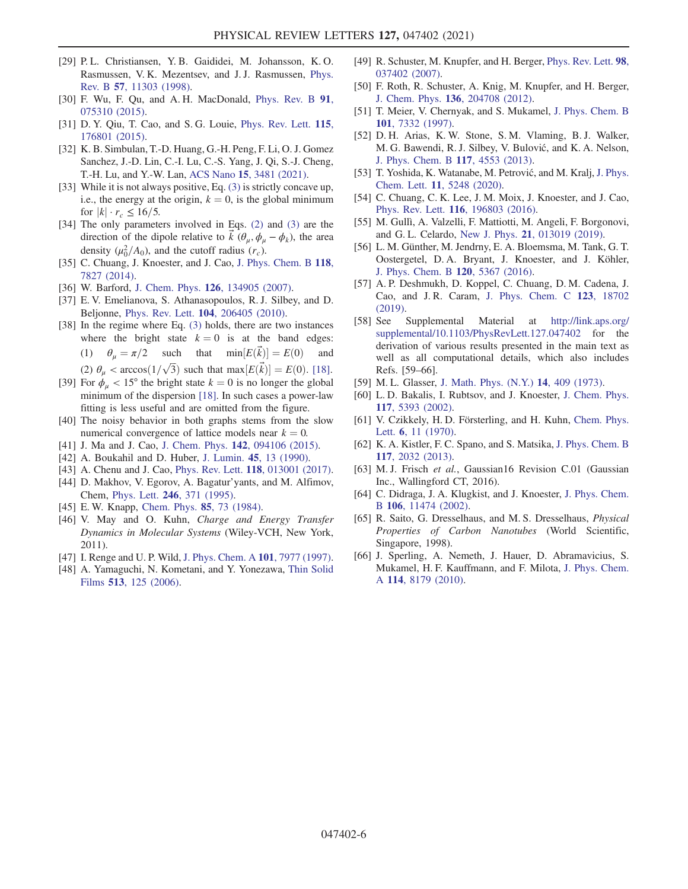[29] P. L. Christiansen, Y. B. Gaididei, M. Johansson, K. O. Rasmussen, V. K. Mezentsev, and J. J. Rasmussen, Phys. Rev. B **57**, 11303 (1998).

[30] F. Wu, F. Qu, and A. H. MacDonald, Phys. Rev. B **91**, 075310 (2015).

[31] D. Y. Qiu, T. Cao, and S. G. Louie, Phys. Rev. Lett. **115**, 176801 (2015).

[32] K. B. Simbulan, T.-D. Huang, G.-H. Peng, F. Li, O. J. Gomez Sanchez, J.-D. Lin, C.-I. Lu, C.-S. Yang, J. Qi, S.-J. Cheng, T.-H. Lu, and Y.-W. Lan, ACS Nano **15**, 3481 (2021).

[33] While it is not always positive, Eq. (3) is strictly concave up, i.e., the energy at the origin, $k = 0$, is the global minimum for $|k| \cdot r_c \leq 16/5$.

[34] The only parameters involved in Eqs. (2) and (3) are the direction of the dipole relative to $\vec{k}$ $(\theta_\mu, \phi_\mu - \phi_k)$, the area density $(\mu_0^2/A_0)$, and the cutoff radius $(r_c)$.

[35] C. Chuang, J. Knoester, and J. Cao, J. Phys. Chem. B **118**, 7827 (2014).

[36] W. Barford, J. Chem. Phys. **126**, 134905 (2007).

[37] E. V. Emelianova, S. Athanasopoulos, R. J. Silbey, and D. Beljonne, Phys. Rev. Lett. **104**, 206405 (2010).

[38] In the regime where Eq. (3) holds, there are two instances where the bright state $k = 0$ is at the band edges: (1) $\theta_\mu = \pi/2$ such that $\min[E(\vec{k})] = E(0)$ and (2) $\theta_\mu < \arccos(1/\sqrt{3})$ such that $\max[E(\vec{k})] = E(0)$. [18].

[39] For $\phi_\mu < 15°$ the bright state $k = 0$ is no longer the global minimum of the dispersion [18]. In such cases a power-law fitting is less useful and are omitted from the figure.

[40] The noisy behavior in both graphs stems from the slow numerical convergence of lattice models near $k = 0$.

[41] J. Ma and J. Cao, J. Chem. Phys. **142**, 094106 (2015).

[42] A. Boukahil and D. Huber, J. Lumin. **45**, 13 (1990).

[43] A. Chenu and J. Cao, Phys. Rev. Lett. **118**, 013001 (2017).

[44] D. Makhov, V. Egorov, A. Bagatur'yants, and M. Alfimov, Chem, Phys. Lett. **246**, 371 (1995).

[45] E. W. Knapp, Chem. Phys. **85**, 73 (1984).

[46] V. May and O. Kuhn, *Charge and Energy Transfer Dynamics in Molecular Systems* (Wiley-VCH, New York, 2011).

[47] I. Renge and U. P. Wild, J. Phys. Chem. A **101**, 7977 (1997).

[48] A. Yamaguchi, N. Kometani, and Y. Yonezawa, Thin Solid Films **513**, 125 (2006).

[49] R. Schuster, M. Knupfer, and H. Berger, Phys. Rev. Lett. **98**, 037402 (2007).

[50] F. Roth, R. Schuster, A. Knig, M. Knupfer, and H. Berger, J. Chem. Phys. **136**, 204708 (2012).

[51] T. Meier, V. Chernyak, and S. Mukamel, J. Phys. Chem. B **101**, 7332 (1997).

[52] D. H. Arias, K. W. Stone, S. M. Vlaming, B. J. Walker, M. G. Bawendi, R. J. Silbey, V. Bulović, and K. A. Nelson, J. Phys. Chem. B **117**, 4553 (2013).

[53] T. Yoshida, K. Watanabe, M. Petrović, and M. Kralj, J. Phys. Chem. Lett. **11**, 5248 (2020).

[54] C. Chuang, C. K. Lee, J. M. Moix, J. Knoester, and J. Cao, Phys. Rev. Lett. **116**, 196803 (2016).

[55] M. Gullì, A. Valzelli, F. Mattiotti, M. Angeli, F. Borgonovi, and G. L. Celardo, New J. Phys. **21**, 013019 (2019).

[56] L. M. Günther, M. Jendrny, E. A. Bloemsma, M. Tank, G. T. Oostergetel, D. A. Bryant, J. Knoester, and J. Köhler, J. Phys. Chem. B **120**, 5367 (2016).

[57] A. P. Deshmukh, D. Koppel, C. Chuang, D. M. Cadena, J. Cao, and J. R. Caram, J. Phys. Chem. C **123**, 18702 (2019).

[58] See Supplemental Material at http://link.aps.org/supplemental/10.1103/PhysRevLett.127.047402 for the derivation of various results presented in the main text as well as all computational details, which also includes Refs. [59–66].

[59] M. L. Glasser, J. Math. Phys. (N.Y.) **14**, 409 (1973).

[60] L. D. Bakalis, I. Rubtsov, and J. Knoester, J. Chem. Phys. **117**, 5393 (2002).

[61] V. Czikkely, H. D. Försterling, and H. Kuhn, Chem. Phys. Lett. **6**, 11 (1970).

[62] K. A. Kistler, F. C. Spano, and S. Matsika, J. Phys. Chem. B **117**, 2032 (2013).

[63] M. J. Frisch *et al.*, Gaussian16 Revision C.01 (Gaussian Inc., Wallingford CT, 2016).

[64] C. Didraga, J. A. Klugkist, and J. Knoester, J. Phys. Chem. B **106**, 11474 (2002).

[65] R. Saito, G. Dresselhaus, and M. S. Dresselhaus, *Physical Properties of Carbon Nanotubes* (World Scientific, Singapore, 1998).

[66] J. Sperling, A. Nemeth, J. Hauer, D. Abramavicius, S. Mukamel, H. F. Kauffmann, and F. Milota, J. Phys. Chem. A **114**, 8179 (2010).